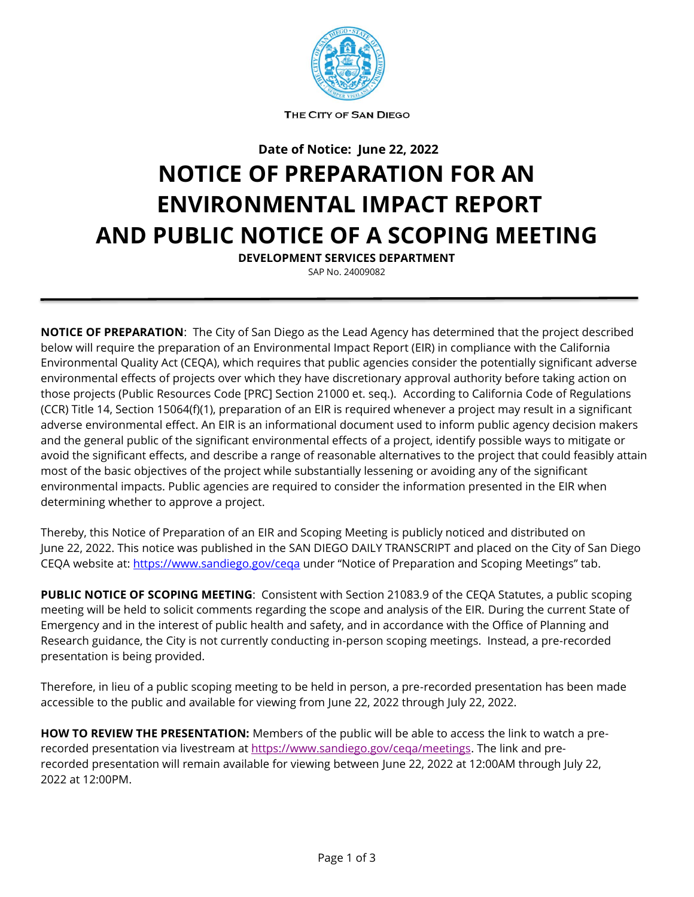THE CITY OF SAN DIEGO

**Date of Notice: June 22, 2022**

# NOTICE OF PREPARATION FOR AN ENVIRONMENTAL IMPACT REPORT AND PUBLIC NOTICE OF A SCOPING MEETING

**DEVELOPMENT SERVICES DEPARTMENT**

SAP No. 24009082

---

**NOTICE OF PREPARATION**: The City of San Diego as the Lead Agency has determined that the project described below will require the preparation of an Environmental Impact Report (EIR) in compliance with the California Environmental Quality Act (CEQA), which requires that public agencies consider the potentially significant adverse environmental effects of projects over which they have discretionary approval authority before taking action on those projects (Public Resources Code [PRC] Section 21000 et. seq.). According to California Code of Regulations (CCR) Title 14, Section 15064(f)(1), preparation of an EIR is required whenever a project may result in a significant adverse environmental effect. An EIR is an informational document used to inform public agency decision makers and the general public of the significant environmental effects of a project, identify possible ways to mitigate or avoid the significant effects, and describe a range of reasonable alternatives to the project that could feasibly attain most of the basic objectives of the project while substantially lessening or avoiding any of the significant environmental impacts. Public agencies are required to consider the information presented in the EIR when determining whether to approve a project.

Thereby, this Notice of Preparation of an EIR and Scoping Meeting is publicly noticed and distributed on June 22, 2022. This notice was published in the SAN DIEGO DAILY TRANSCRIPT and placed on the City of San Diego CEQA website at: https://www.sandiego.gov/ceqa under "Notice of Preparation and Scoping Meetings" tab.

**PUBLIC NOTICE OF SCOPING MEETING**: Consistent with Section 21083.9 of the CEQA Statutes, a public scoping meeting will be held to solicit comments regarding the scope and analysis of the EIR. During the current State of Emergency and in the interest of public health and safety, and in accordance with the Office of Planning and Research guidance, the City is not currently conducting in-person scoping meetings. Instead, a pre-recorded presentation is being provided.

Therefore, in lieu of a public scoping meeting to be held in person, a pre-recorded presentation has been made accessible to the public and available for viewing from June 22, 2022 through July 22, 2022.

**HOW TO REVIEW THE PRESENTATION:** Members of the public will be able to access the link to watch a pre-recorded presentation via livestream at https://www.sandiego.gov/ceqa/meetings. The link and pre-recorded presentation will remain available for viewing between June 22, 2022 at 12:00AM through July 22, 2022 at 12:00PM.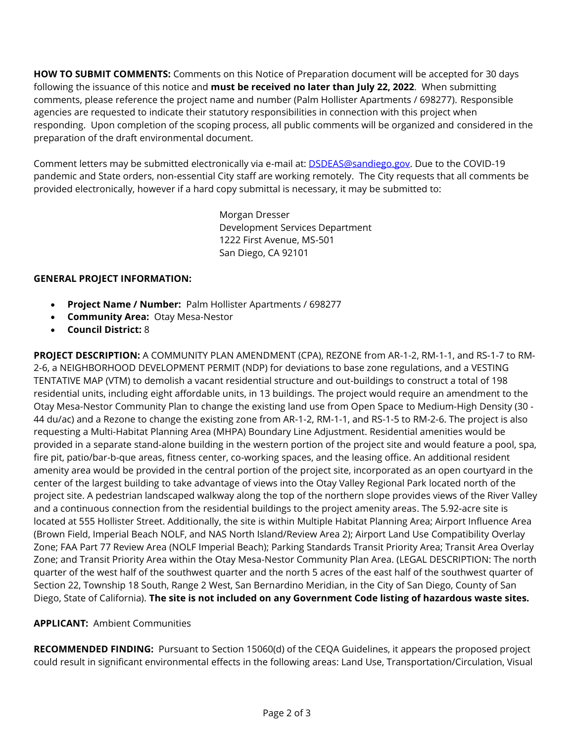**HOW TO SUBMIT COMMENTS:** Comments on this Notice of Preparation document will be accepted for 30 days following the issuance of this notice and **must be received no later than July 22, 2022**. When submitting comments, please reference the project name and number (Palm Hollister Apartments / 698277). Responsible agencies are requested to indicate their statutory responsibilities in connection with this project when responding. Upon completion of the scoping process, all public comments will be organized and considered in the preparation of the draft environmental document.

Comment letters may be submitted electronically via e-mail at: [DSDEAS@sandiego.gov](mailto:DSDEAS@sandiego.gov). Due to the COVID-19 pandemic and State orders, non-essential City staff are working remotely. The City requests that all comments be provided electronically, however if a hard copy submittal is necessary, it may be submitted to:

Morgan Dresser
Development Services Department
1222 First Avenue, MS-501
San Diego, CA 92101

**GENERAL PROJECT INFORMATION:**

- **Project Name / Number:** Palm Hollister Apartments / 698277
- **Community Area:** Otay Mesa-Nestor
- **Council District:** 8

**PROJECT DESCRIPTION:** A COMMUNITY PLAN AMENDMENT (CPA), REZONE from AR-1-2, RM-1-1, and RS-1-7 to RM-2-6, a NEIGHBORHOOD DEVELOPMENT PERMIT (NDP) for deviations to base zone regulations, and a VESTING TENTATIVE MAP (VTM) to demolish a vacant residential structure and out-buildings to construct a total of 198 residential units, including eight affordable units, in 13 buildings. The project would require an amendment to the Otay Mesa-Nestor Community Plan to change the existing land use from Open Space to Medium-High Density (30 - 44 du/ac) and a Rezone to change the existing zone from AR-1-2, RM-1-1, and RS-1-5 to RM-2-6. The project is also requesting a Multi-Habitat Planning Area (MHPA) Boundary Line Adjustment. Residential amenities would be provided in a separate stand-alone building in the western portion of the project site and would feature a pool, spa, fire pit, patio/bar-b-que areas, fitness center, co-working spaces, and the leasing office. An additional resident amenity area would be provided in the central portion of the project site, incorporated as an open courtyard in the center of the largest building to take advantage of views into the Otay Valley Regional Park located north of the project site. A pedestrian landscaped walkway along the top of the northern slope provides views of the River Valley and a continuous connection from the residential buildings to the project amenity areas. The 5.92-acre site is located at 555 Hollister Street. Additionally, the site is within Multiple Habitat Planning Area; Airport Influence Area (Brown Field, Imperial Beach NOLF, and NAS North Island/Review Area 2); Airport Land Use Compatibility Overlay Zone; FAA Part 77 Review Area (NOLF Imperial Beach); Parking Standards Transit Priority Area; Transit Area Overlay Zone; and Transit Priority Area within the Otay Mesa-Nestor Community Plan Area. (LEGAL DESCRIPTION: The north quarter of the west half of the southwest quarter and the north 5 acres of the east half of the southwest quarter of Section 22, Township 18 South, Range 2 West, San Bernardino Meridian, in the City of San Diego, County of San Diego, State of California). **The site is not included on any Government Code listing of hazardous waste sites.**

**APPLICANT:** Ambient Communities

**RECOMMENDED FINDING:** Pursuant to Section 15060(d) of the CEQA Guidelines, it appears the proposed project could result in significant environmental effects in the following areas: Land Use, Transportation/Circulation, Visual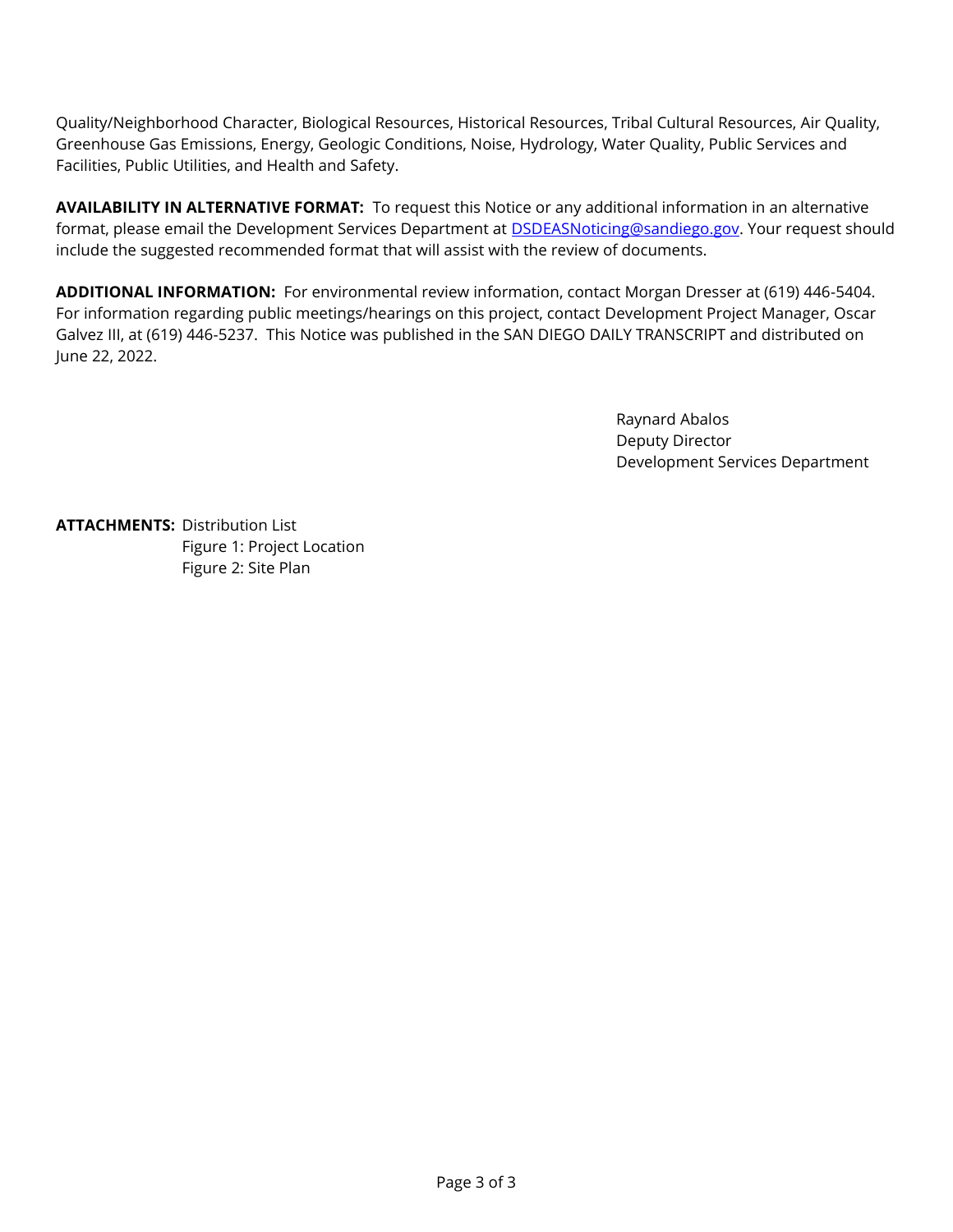Quality/Neighborhood Character, Biological Resources, Historical Resources, Tribal Cultural Resources, Air Quality, Greenhouse Gas Emissions, Energy, Geologic Conditions, Noise, Hydrology, Water Quality, Public Services and Facilities, Public Utilities, and Health and Safety.

**AVAILABILITY IN ALTERNATIVE FORMAT:** To request this Notice or any additional information in an alternative format, please email the Development Services Department at DSDEASNoticing@sandiego.gov. Your request should include the suggested recommended format that will assist with the review of documents.

**ADDITIONAL INFORMATION:** For environmental review information, contact Morgan Dresser at (619) 446-5404. For information regarding public meetings/hearings on this project, contact Development Project Manager, Oscar Galvez III, at (619) 446-5237. This Notice was published in the SAN DIEGO DAILY TRANSCRIPT and distributed on June 22, 2022.

Raynard Abalos
Deputy Director
Development Services Department

**ATTACHMENTS:** Distribution List
Figure 1: Project Location
Figure 2: Site Plan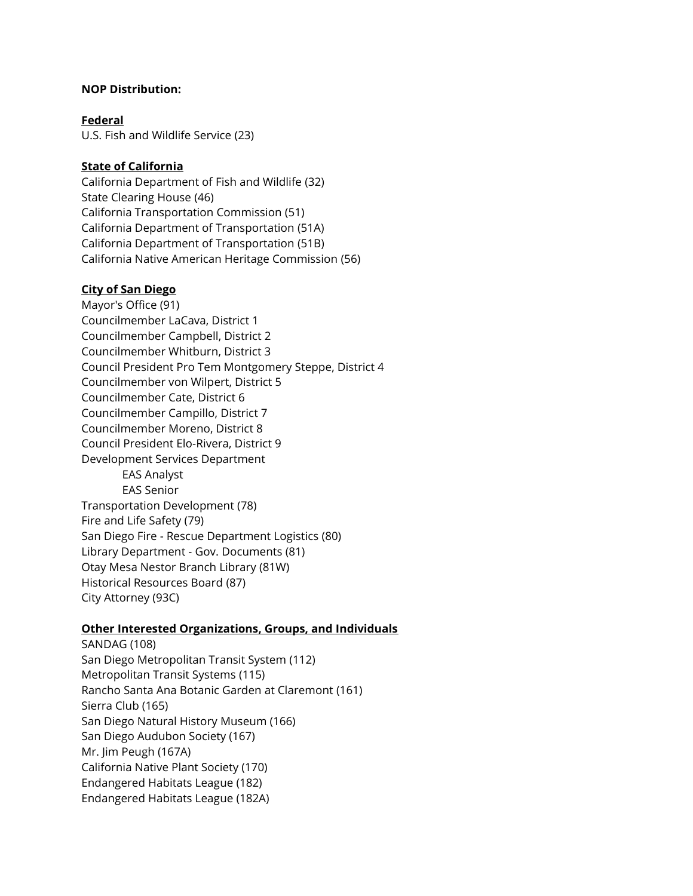**NOP Distribution:**

**Federal**

U.S. Fish and Wildlife Service (23)

**State of California**

California Department of Fish and Wildlife (32)
State Clearing House (46)
California Transportation Commission (51)
California Department of Transportation (51A)
California Department of Transportation (51B)
California Native American Heritage Commission (56)

**City of San Diego**

Mayor's Office (91)
Councilmember LaCava, District 1
Councilmember Campbell, District 2
Councilmember Whitburn, District 3
Council President Pro Tem Montgomery Steppe, District 4
Councilmember von Wilpert, District 5
Councilmember Cate, District 6
Councilmember Campillo, District 7
Councilmember Moreno, District 8
Council President Elo-Rivera, District 9
Development Services Department
- EAS Analyst
- EAS Senior

Transportation Development (78)
Fire and Life Safety (79)
San Diego Fire - Rescue Department Logistics (80)
Library Department - Gov. Documents (81)
Otay Mesa Nestor Branch Library (81W)
Historical Resources Board (87)
City Attorney (93C)

**Other Interested Organizations, Groups, and Individuals**

SANDAG (108)
San Diego Metropolitan Transit System (112)
Metropolitan Transit Systems (115)
Rancho Santa Ana Botanic Garden at Claremont (161)
Sierra Club (165)
San Diego Natural History Museum (166)
San Diego Audubon Society (167)
Mr. Jim Peugh (167A)
California Native Plant Society (170)
Endangered Habitats League (182)
Endangered Habitats League (182A)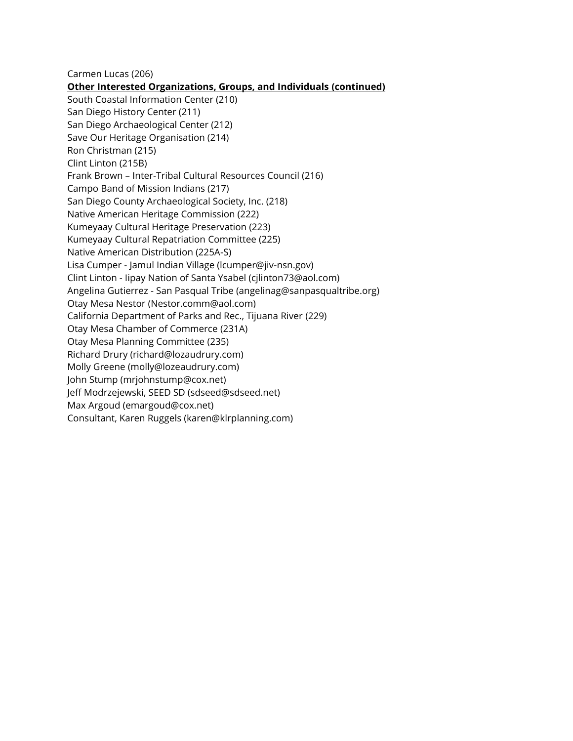Carmen Lucas (206)

**Other Interested Organizations, Groups, and Individuals (continued)**

South Coastal Information Center (210)
San Diego History Center (211)
San Diego Archaeological Center (212)
Save Our Heritage Organisation (214)
Ron Christman (215)
Clint Linton (215B)
Frank Brown – Inter-Tribal Cultural Resources Council (216)
Campo Band of Mission Indians (217)
San Diego County Archaeological Society, Inc. (218)
Native American Heritage Commission (222)
Kumeyaay Cultural Heritage Preservation (223)
Kumeyaay Cultural Repatriation Committee (225)
Native American Distribution (225A-S)
Lisa Cumper - Jamul Indian Village (lcumper@jiv-nsn.gov)
Clint Linton - Iipay Nation of Santa Ysabel (cjlinton73@aol.com)
Angelina Gutierrez - San Pasqual Tribe (angelinag@sanpasqualtribe.org)
Otay Mesa Nestor (Nestor.comm@aol.com)
California Department of Parks and Rec., Tijuana River (229)
Otay Mesa Chamber of Commerce (231A)
Otay Mesa Planning Committee (235)
Richard Drury (richard@lozaudrury.com)
Molly Greene (molly@lozeaudrury.com)
John Stump (mrjohnstump@cox.net)
Jeff Modrzejewski, SEED SD (sdseed@sdseed.net)
Max Argoud (emargoud@cox.net)
Consultant, Karen Ruggels (karen@klrplanning.com)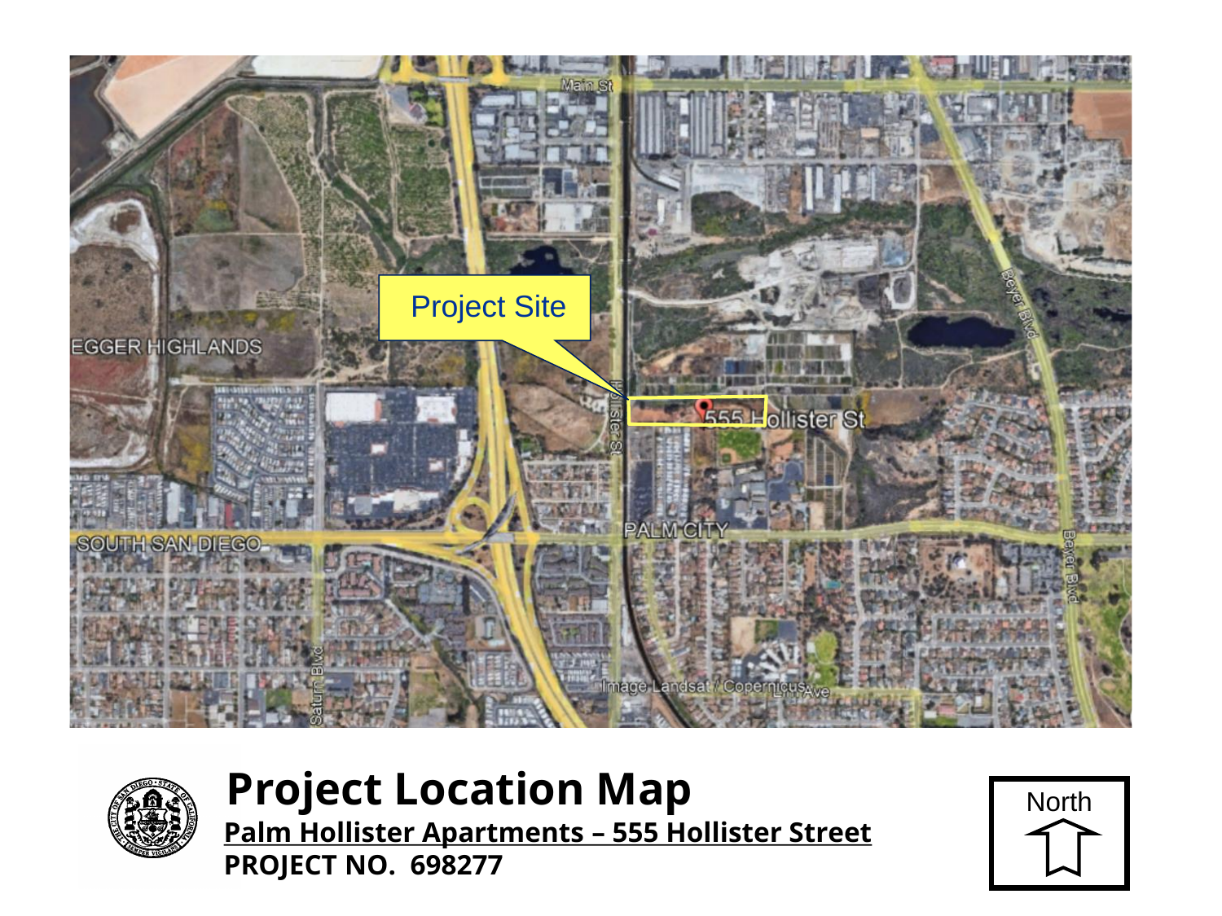# Project Location Map

**Palm Hollister Apartments – 555 Hollister Street**

**PROJECT NO. 698277**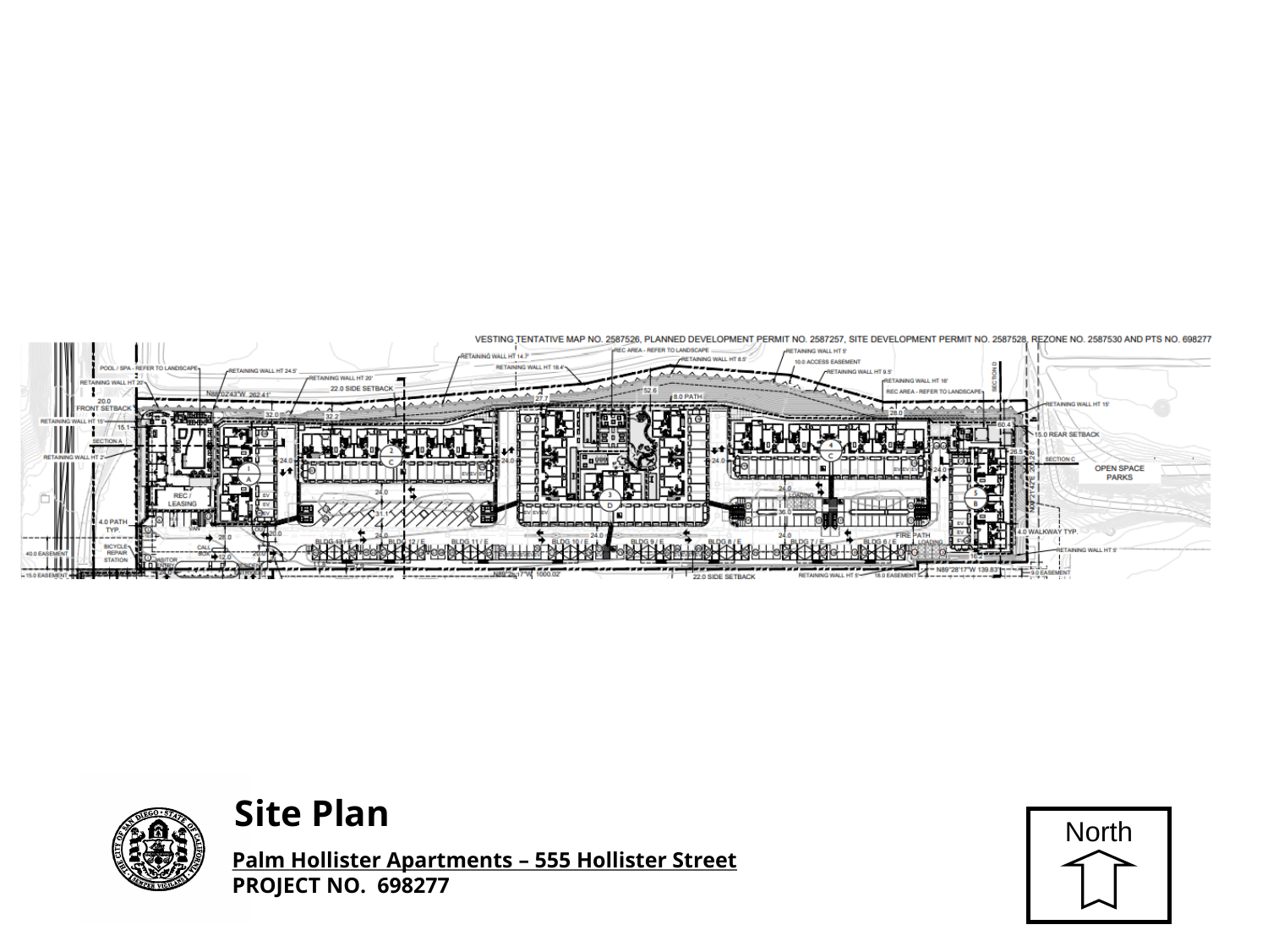VESTING TENTATIVE MAP NO. 2587526, PLANNED DEVELOPMENT PERMIT NO. 2587257, SITE DEVELOPMENT PERMIT NO. 2587528, REZONE NO. 2587530 AND PTS NO. 698277

# Site Plan

**Palm Hollister Apartments – 555 Hollister Street**

**PROJECT NO. 698277**

North